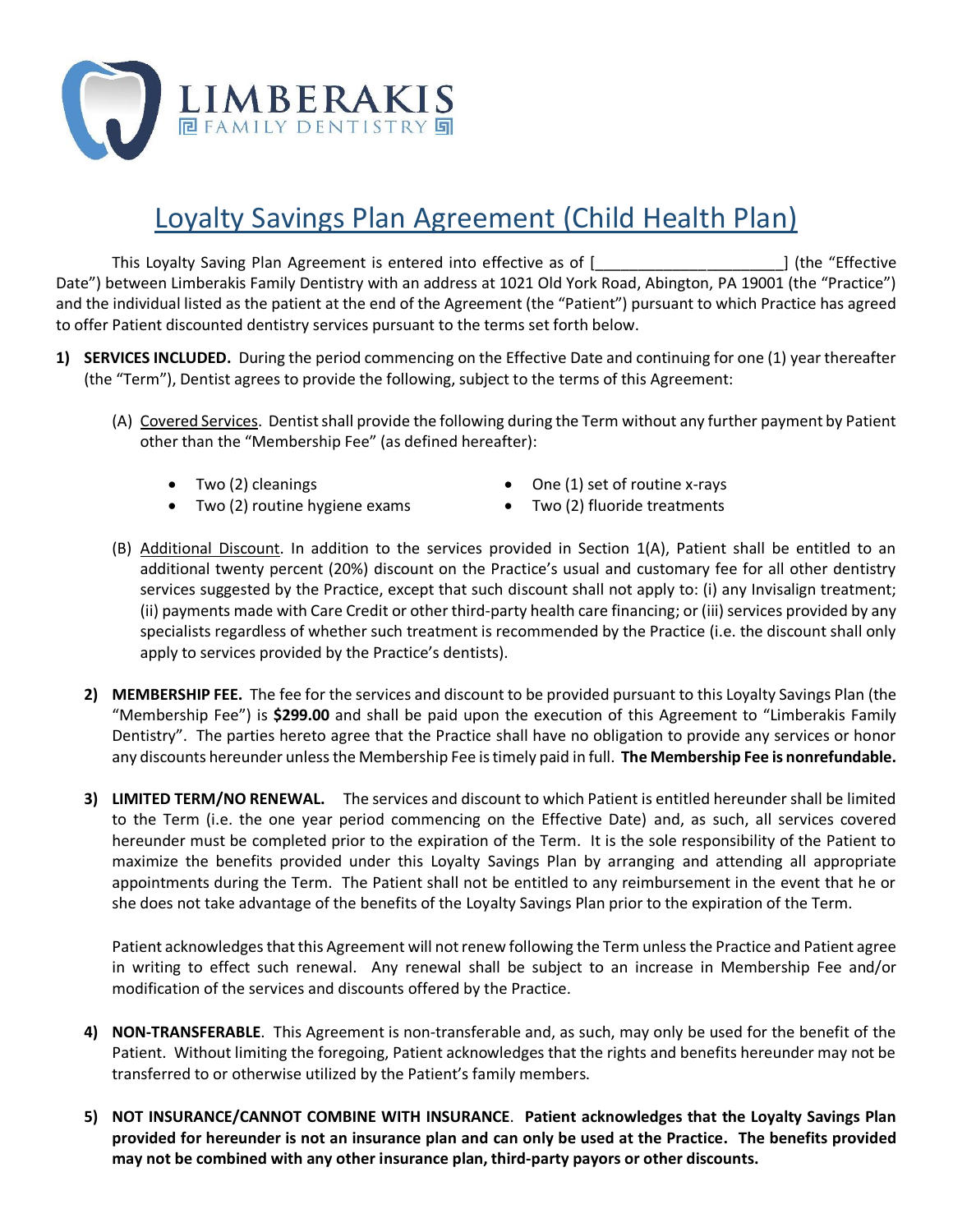LIMBERAKIS
FAMILY DENTISTRY

# Loyalty Savings Plan Agreement (Child Health Plan)

This Loyalty Saving Plan Agreement is entered into effective as of [______________________] (the "Effective Date") between Limberakis Family Dentistry with an address at 1021 Old York Road, Abington, PA 19001 (the "Practice") and the individual listed as the patient at the end of the Agreement (the "Patient") pursuant to which Practice has agreed to offer Patient discounted dentistry services pursuant to the terms set forth below.

1) **SERVICES INCLUDED.** During the period commencing on the Effective Date and continuing for one (1) year thereafter (the "Term"), Dentist agrees to provide the following, subject to the terms of this Agreement:

   (A) Covered Services. Dentist shall provide the following during the Term without any further payment by Patient other than the "Membership Fee" (as defined hereafter):

   - Two (2) cleanings
   - Two (2) routine hygiene exams
   - One (1) set of routine x-rays
   - Two (2) fluoride treatments

   (B) Additional Discount. In addition to the services provided in Section 1(A), Patient shall be entitled to an additional twenty percent (20%) discount on the Practice's usual and customary fee for all other dentistry services suggested by the Practice, except that such discount shall not apply to: (i) any Invisalign treatment; (ii) payments made with Care Credit or other third-party health care financing; or (iii) services provided by any specialists regardless of whether such treatment is recommended by the Practice (i.e. the discount shall only apply to services provided by the Practice's dentists).

2) **MEMBERSHIP FEE.** The fee for the services and discount to be provided pursuant to this Loyalty Savings Plan (the "Membership Fee") is **$299.00** and shall be paid upon the execution of this Agreement to "Limberakis Family Dentistry". The parties hereto agree that the Practice shall have no obligation to provide any services or honor any discounts hereunder unless the Membership Fee is timely paid in full. **The Membership Fee is nonrefundable.**

3) **LIMITED TERM/NO RENEWAL.** The services and discount to which Patient is entitled hereunder shall be limited to the Term (i.e. the one year period commencing on the Effective Date) and, as such, all services covered hereunder must be completed prior to the expiration of the Term. It is the sole responsibility of the Patient to maximize the benefits provided under this Loyalty Savings Plan by arranging and attending all appropriate appointments during the Term. The Patient shall not be entitled to any reimbursement in the event that he or she does not take advantage of the benefits of the Loyalty Savings Plan prior to the expiration of the Term.

   Patient acknowledges that this Agreement will not renew following the Term unless the Practice and Patient agree in writing to effect such renewal. Any renewal shall be subject to an increase in Membership Fee and/or modification of the services and discounts offered by the Practice.

4) **NON-TRANSFERABLE**. This Agreement is non-transferable and, as such, may only be used for the benefit of the Patient. Without limiting the foregoing, Patient acknowledges that the rights and benefits hereunder may not be transferred to or otherwise utilized by the Patient's family members.

5) **NOT INSURANCE/CANNOT COMBINE WITH INSURANCE**. **Patient acknowledges that the Loyalty Savings Plan provided for hereunder is not an insurance plan and can only be used at the Practice. The benefits provided may not be combined with any other insurance plan, third-party payors or other discounts.**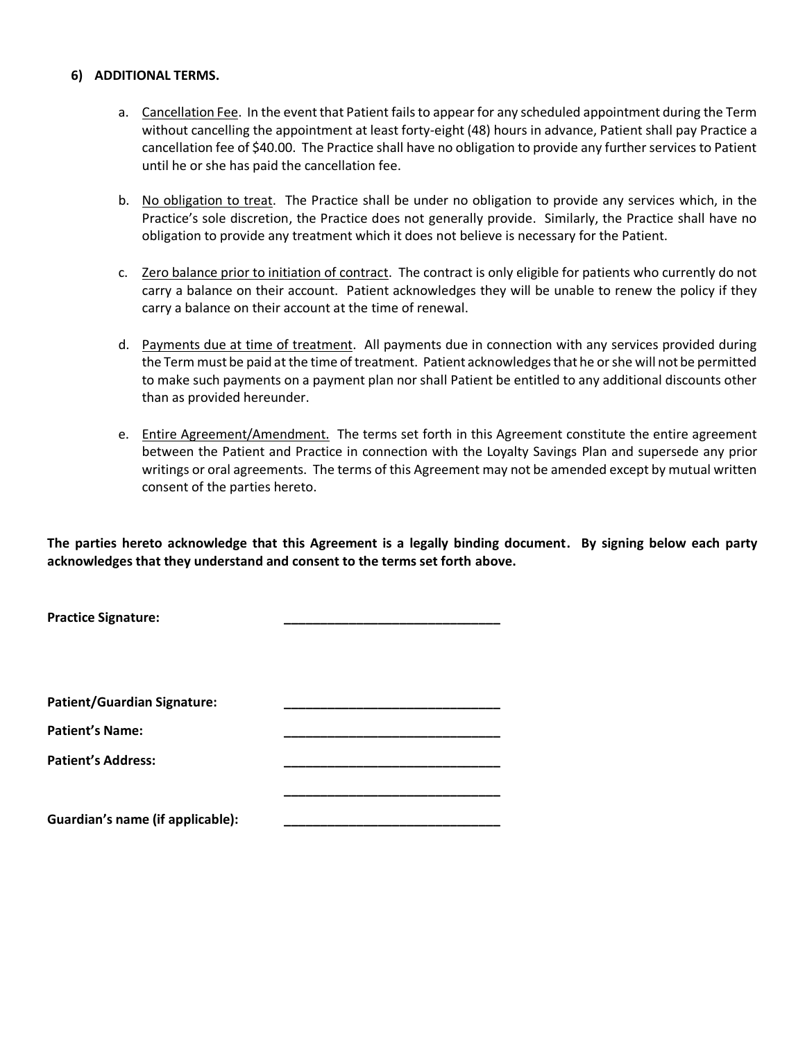## 6) ADDITIONAL TERMS.

a. Cancellation Fee. In the event that Patient fails to appear for any scheduled appointment during the Term without cancelling the appointment at least forty-eight (48) hours in advance, Patient shall pay Practice a cancellation fee of $40.00. The Practice shall have no obligation to provide any further services to Patient until he or she has paid the cancellation fee.

b. No obligation to treat. The Practice shall be under no obligation to provide any services which, in the Practice's sole discretion, the Practice does not generally provide. Similarly, the Practice shall have no obligation to provide any treatment which it does not believe is necessary for the Patient.

c. Zero balance prior to initiation of contract. The contract is only eligible for patients who currently do not carry a balance on their account. Patient acknowledges they will be unable to renew the policy if they carry a balance on their account at the time of renewal.

d. Payments due at time of treatment. All payments due in connection with any services provided during the Term must be paid at the time of treatment. Patient acknowledges that he or she will not be permitted to make such payments on a payment plan nor shall Patient be entitled to any additional discounts other than as provided hereunder.

e. Entire Agreement/Amendment. The terms set forth in this Agreement constitute the entire agreement between the Patient and Practice in connection with the Loyalty Savings Plan and supersede any prior writings or oral agreements. The terms of this Agreement may not be amended except by mutual written consent of the parties hereto.

**The parties hereto acknowledge that this Agreement is a legally binding document. By signing below each party acknowledges that they understand and consent to the terms set forth above.**

**Practice Signature:** ______________________________

**Patient/Guardian Signature:** ______________________________

**Patient's Name:** ______________________________

**Patient's Address:** ______________________________

______________________________

**Guardian's name (if applicable):** ______________________________